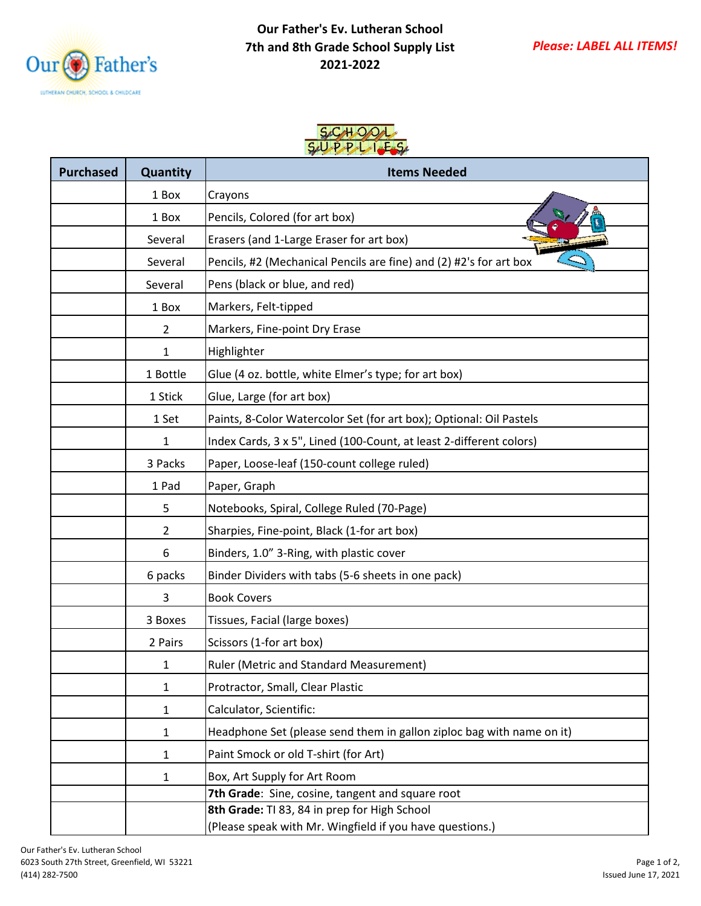# Our Father's Ev. Lutheran School
## 7th and 8th Grade School Supply List
## 2021-2022

***Please: LABEL ALL ITEMS!***

| Purchased | Quantity | Items Needed |
|---|---|---|
| | 1 Box | Crayons |
| | 1 Box | Pencils, Colored (for art box) |
| | Several | Erasers (and 1-Large Eraser for art box) |
| | Several | Pencils, #2 (Mechanical Pencils are fine) and (2) #2's for art box |
| | Several | Pens (black or blue, and red) |
| | 1 Box | Markers, Felt-tipped |
| | 2 | Markers, Fine-point Dry Erase |
| | 1 | Highlighter |
| | 1 Bottle | Glue (4 oz. bottle, white Elmer's type; for art box) |
| | 1 Stick | Glue, Large (for art box) |
| | 1 Set | Paints, 8-Color Watercolor Set (for art box); Optional: Oil Pastels |
| | 1 | Index Cards, 3 x 5", Lined (100-Count, at least 2-different colors) |
| | 3 Packs | Paper, Loose-leaf (150-count college ruled) |
| | 1 Pad | Paper, Graph |
| | 5 | Notebooks, Spiral, College Ruled (70-Page) |
| | 2 | Sharpies, Fine-point, Black (1-for art box) |
| | 6 | Binders, 1.0" 3-Ring, with plastic cover |
| | 6 packs | Binder Dividers with tabs (5-6 sheets in one pack) |
| | 3 | Book Covers |
| | 3 Boxes | Tissues, Facial (large boxes) |
| | 2 Pairs | Scissors (1-for art box) |
| | 1 | Ruler (Metric and Standard Measurement) |
| | 1 | Protractor, Small, Clear Plastic |
| | 1 | Calculator, Scientific: |
| | 1 | Headphone Set (please send them in gallon ziploc bag with name on it) |
| | 1 | Paint Smock or old T-shirt (for Art) |
| | 1 | Box, Art Supply for Art Room |
| | | **7th Grade**: Sine, cosine, tangent and square root |
| | | **8th Grade:** TI 83, 84 in prep for High School (Please speak with Mr. Wingfield if you have questions.) |

Our Father's Ev. Lutheran School
6023 South 27th Street, Greenfield, WI 53221
(414) 282-7500

Issued June 17, 2021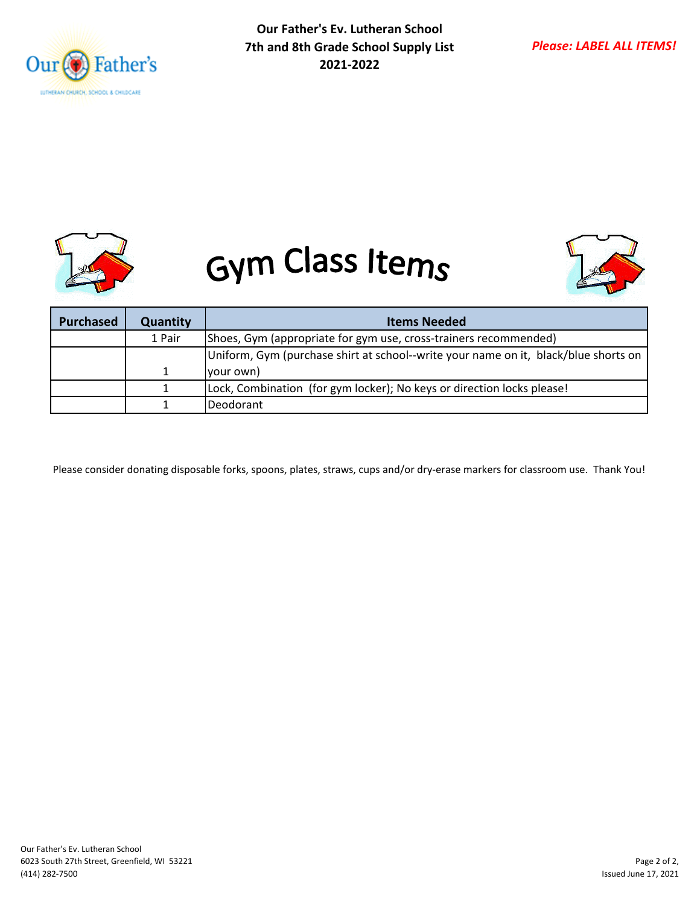**Our Father's Ev. Lutheran School**
**7th and 8th Grade School Supply List**
**2021-2022**

***Please: LABEL ALL ITEMS!***

# Gym Class Items

| Purchased | Quantity | Items Needed |
|---|---|---|
| | 1 Pair | Shoes, Gym (appropriate for gym use, cross-trainers recommended) |
| | 1 | Uniform, Gym (purchase shirt at school--write your name on it, black/blue shorts on your own) |
| | 1 | Lock, Combination (for gym locker); No keys or direction locks please! |
| | 1 | Deodorant |

Please consider donating disposable forks, spoons, plates, straws, cups and/or dry-erase markers for classroom use. Thank You!

Our Father's Ev. Lutheran School
6023 South 27th Street, Greenfield, WI 53221
(414) 282-7500

Issued June 17, 2021